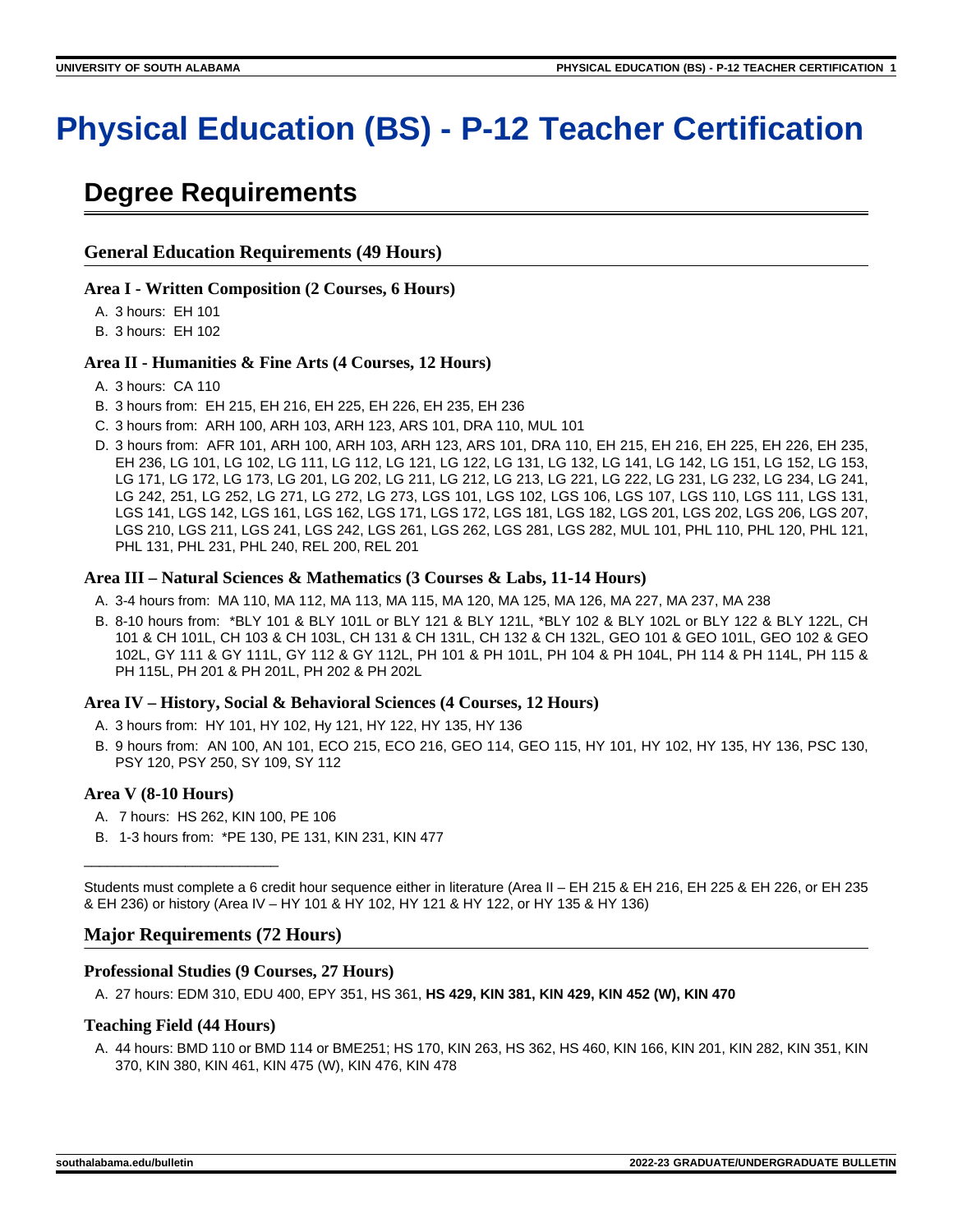# Physical Education (BS) - P-12 Teacher Certification

## Degree Requirements

### General Education Requirements (49 Hours)

#### Area I - Written Composition (2 Courses, 6 Hours)

A. 3 hours: EH 101
B. 3 hours: EH 102

#### Area II - Humanities & Fine Arts (4 Courses, 12 Hours)

A. 3 hours: CA 110
B. 3 hours from: EH 215, EH 216, EH 225, EH 226, EH 235, EH 236
C. 3 hours from: ARH 100, ARH 103, ARH 123, ARS 101, DRA 110, MUL 101
D. 3 hours from: AFR 101, ARH 100, ARH 103, ARH 123, ARS 101, DRA 110, EH 215, EH 216, EH 225, EH 226, EH 235, EH 236, LG 101, LG 102, LG 111, LG 112, LG 121, LG 122, LG 131, LG 132, LG 141, LG 142, LG 151, LG 152, LG 153, LG 171, LG 172, LG 173, LG 201, LG 202, LG 211, LG 212, LG 213, LG 221, LG 222, LG 231, LG 232, LG 234, LG 241, LG 242, 251, LG 252, LG 271, LG 272, LG 273, LGS 101, LGS 102, LGS 106, LGS 107, LGS 110, LGS 111, LGS 131, LGS 141, LGS 142, LGS 161, LGS 162, LGS 171, LGS 172, LGS 181, LGS 182, LGS 201, LGS 202, LGS 206, LGS 207, LGS 210, LGS 211, LGS 241, LGS 242, LGS 261, LGS 262, LGS 281, LGS 282, MUL 101, PHL 110, PHL 120, PHL 121, PHL 131, PHL 231, PHL 240, REL 200, REL 201

#### Area III – Natural Sciences & Mathematics (3 Courses & Labs, 11-14 Hours)

A. 3-4 hours from: MA 110, MA 112, MA 113, MA 115, MA 120, MA 125, MA 126, MA 227, MA 237, MA 238
B. 8-10 hours from: *BLY 101 & BLY 101L or BLY 121 & BLY 121L, *BLY 102 & BLY 102L or BLY 122 & BLY 122L, CH 101 & CH 101L, CH 103 & CH 103L, CH 131 & CH 131L, CH 132 & CH 132L, GEO 101 & GEO 101L, GEO 102 & GEO 102L, GY 111 & GY 111L, GY 112 & GY 112L, PH 101 & PH 101L, PH 104 & PH 104L, PH 114 & PH 114L, PH 115 & PH 115L, PH 201 & PH 201L, PH 202 & PH 202L

#### Area IV – History, Social & Behavioral Sciences (4 Courses, 12 Hours)

A. 3 hours from: HY 101, HY 102, Hy 121, HY 122, HY 135, HY 136
B. 9 hours from: AN 100, AN 101, ECO 215, ECO 216, GEO 114, GEO 115, HY 101, HY 102, HY 135, HY 136, PSC 130, PSY 120, PSY 250, SY 109, SY 112

#### Area V (8-10 Hours)

A. 7 hours: HS 262, KIN 100, PE 106
B. 1-3 hours from: *PE 130, PE 131, KIN 231, KIN 477

\_\_\_\_\_\_\_\_\_\_\_\_\_\_\_\_\_\_\_\_\_\_\_\_\_

Students must complete a 6 credit hour sequence either in literature (Area II – EH 215 & EH 216, EH 225 & EH 226, or EH 235 & EH 236) or history (Area IV – HY 101 & HY 102, HY 121 & HY 122, or HY 135 & HY 136)

### Major Requirements (72 Hours)

#### Professional Studies (9 Courses, 27 Hours)

A. 27 hours: EDM 310, EDU 400, EPY 351, HS 361, **HS 429, KIN 381, KIN 429, KIN 452 (W), KIN 470**

#### Teaching Field (44 Hours)

A. 44 hours: BMD 110 or BMD 114 or BME251; HS 170, KIN 263, HS 362, HS 460, KIN 166, KIN 201, KIN 282, KIN 351, KIN 370, KIN 380, KIN 461, KIN 475 (W), KIN 476, KIN 478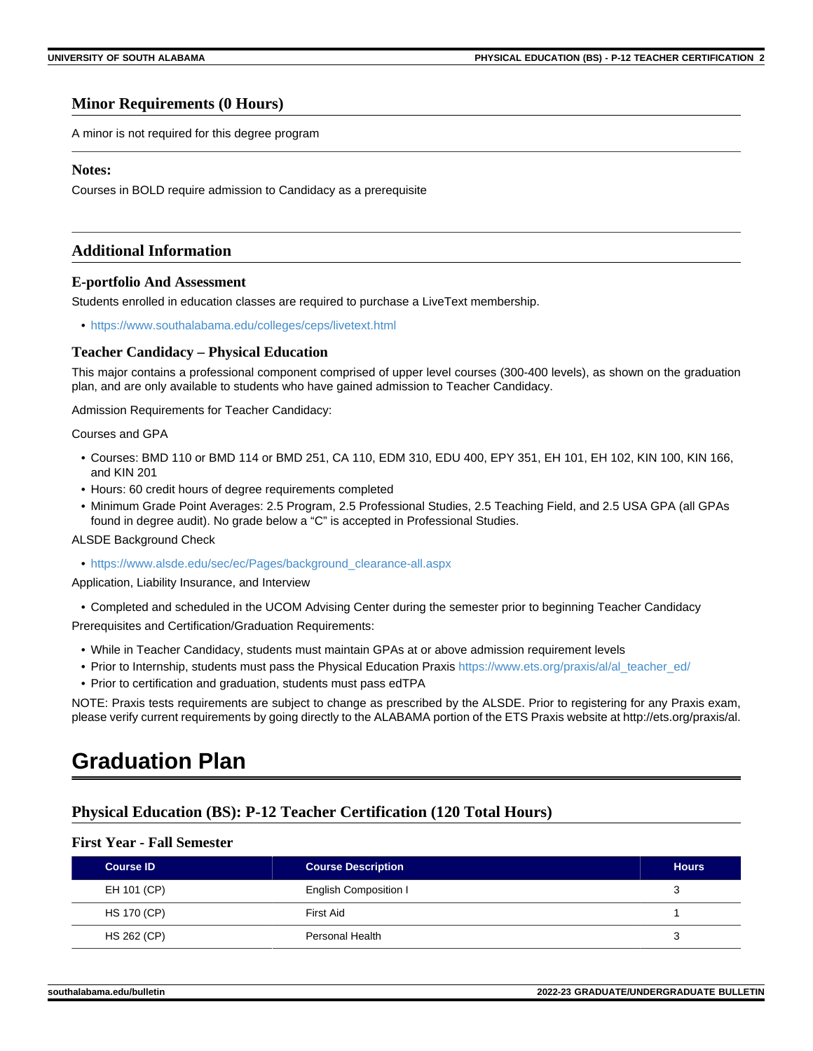## Minor Requirements (0 Hours)

A minor is not required for this degree program

### Notes:

Courses in BOLD require admission to Candidacy as a prerequisite

## Additional Information

### E-portfolio And Assessment

Students enrolled in education classes are required to purchase a LiveText membership.

- https://www.southalabama.edu/colleges/ceps/livetext.html

### Teacher Candidacy – Physical Education

This major contains a professional component comprised of upper level courses (300-400 levels), as shown on the graduation plan, and are only available to students who have gained admission to Teacher Candidacy.

Admission Requirements for Teacher Candidacy:

Courses and GPA

- Courses: BMD 110 or BMD 114 or BMD 251, CA 110, EDM 310, EDU 400, EPY 351, EH 101, EH 102, KIN 100, KIN 166, and KIN 201
- Hours: 60 credit hours of degree requirements completed
- Minimum Grade Point Averages: 2.5 Program, 2.5 Professional Studies, 2.5 Teaching Field, and 2.5 USA GPA (all GPAs found in degree audit). No grade below a "C" is accepted in Professional Studies.

ALSDE Background Check

- https://www.alsde.edu/sec/ec/Pages/background_clearance-all.aspx

Application, Liability Insurance, and Interview

- Completed and scheduled in the UCOM Advising Center during the semester prior to beginning Teacher Candidacy

Prerequisites and Certification/Graduation Requirements:

- While in Teacher Candidacy, students must maintain GPAs at or above admission requirement levels
- Prior to Internship, students must pass the Physical Education Praxis https://www.ets.org/praxis/al/al_teacher_ed/
- Prior to certification and graduation, students must pass edTPA

NOTE: Praxis tests requirements are subject to change as prescribed by the ALSDE. Prior to registering for any Praxis exam, please verify current requirements by going directly to the ALABAMA portion of the ETS Praxis website at http://ets.org/praxis/al.

# Graduation Plan

## Physical Education (BS): P-12 Teacher Certification (120 Total Hours)

### First Year - Fall Semester

| Course ID | Course Description | Hours |
|---|---|---|
| EH 101 (CP) | English Composition I | 3 |
| HS 170 (CP) | First Aid | 1 |
| HS 262 (CP) | Personal Health | 3 |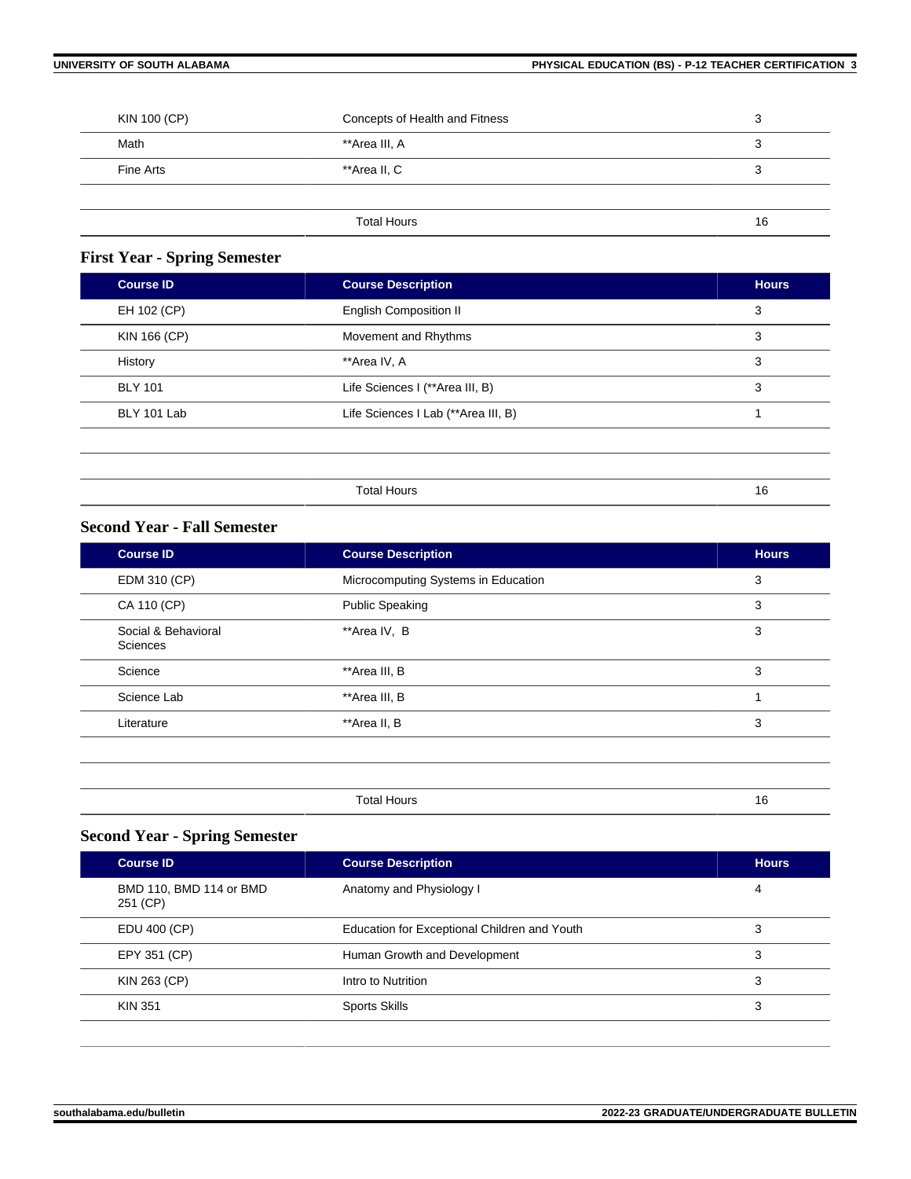| | | |
|---|---|---|
| KIN 100 (CP) | Concepts of Health and Fitness | 3 |
| Math | **Area III, A | 3 |
| Fine Arts | **Area II, C | 3 |
| | | |
| | Total Hours | 16 |

### First Year - Spring Semester

| Course ID | Course Description | Hours |
|---|---|---|
| EH 102 (CP) | English Composition II | 3 |
| KIN 166 (CP) | Movement and Rhythms | 3 |
| History | **Area IV, A | 3 |
| BLY 101 | Life Sciences I (**Area III, B) | 3 |
| BLY 101 Lab | Life Sciences I Lab (**Area III, B) | 1 |
| | | |
| | | |
| | Total Hours | 16 |

### Second Year - Fall Semester

| Course ID | Course Description | Hours |
|---|---|---|
| EDM 310 (CP) | Microcomputing Systems in Education | 3 |
| CA 110 (CP) | Public Speaking | 3 |
| Social & Behavioral Sciences | **Area IV, B | 3 |
| Science | **Area III, B | 3 |
| Science Lab | **Area III, B | 1 |
| Literature | **Area II, B | 3 |
| | | |
| | | |
| | Total Hours | 16 |

### Second Year - Spring Semester

| Course ID | Course Description | Hours |
|---|---|---|
| BMD 110, BMD 114 or BMD 251 (CP) | Anatomy and Physiology I | 4 |
| EDU 400 (CP) | Education for Exceptional Children and Youth | 3 |
| EPY 351 (CP) | Human Growth and Development | 3 |
| KIN 263 (CP) | Intro to Nutrition | 3 |
| KIN 351 | Sports Skills | 3 |
| | | |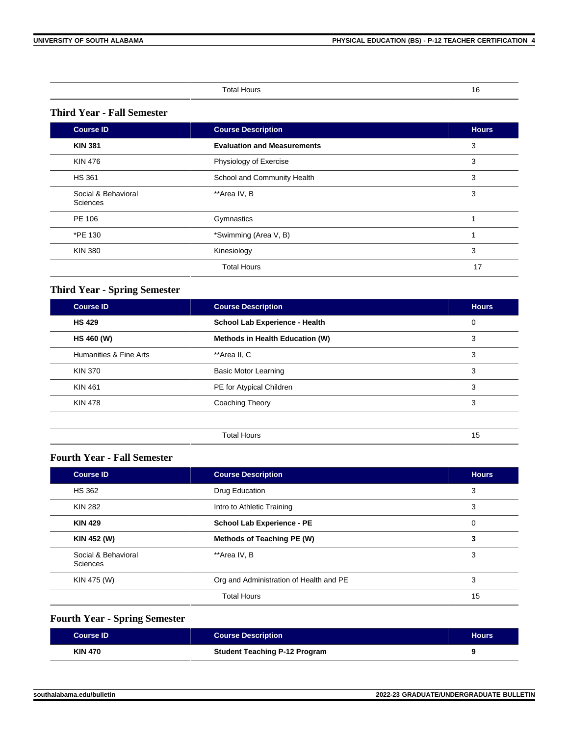| | Total Hours | 16 |
|---|---|---|

### Third Year - Fall Semester

| Course ID | Course Description | Hours |
|---|---|---|
| **KIN 381** | **Evaluation and Measurements** | 3 |
| KIN 476 | Physiology of Exercise | 3 |
| HS 361 | School and Community Health | 3 |
| Social & Behavioral Sciences | **Area IV, B | 3 |
| PE 106 | Gymnastics | 1 |
| *PE 130 | *Swimming (Area V, B) | 1 |
| KIN 380 | Kinesiology | 3 |
| | Total Hours | 17 |

### Third Year - Spring Semester

| Course ID | Course Description | Hours |
|---|---|---|
| **HS 429** | **School Lab Experience - Health** | 0 |
| **HS 460 (W)** | **Methods in Health Education (W)** | 3 |
| Humanities & Fine Arts | **Area II, C | 3 |
| KIN 370 | Basic Motor Learning | 3 |
| KIN 461 | PE for Atypical Children | 3 |
| KIN 478 | Coaching Theory | 3 |
| | | |
| | Total Hours | 15 |

### Fourth Year - Fall Semester

| Course ID | Course Description | Hours |
|---|---|---|
| HS 362 | Drug Education | 3 |
| KIN 282 | Intro to Athletic Training | 3 |
| **KIN 429** | **School Lab Experience - PE** | 0 |
| **KIN 452 (W)** | **Methods of Teaching PE (W)** | **3** |
| Social & Behavioral Sciences | **Area IV, B | 3 |
| KIN 475 (W) | Org and Administration of Health and PE | 3 |
| | Total Hours | 15 |

### Fourth Year - Spring Semester

| Course ID | Course Description | Hours |
|---|---|---|
| **KIN 470** | **Student Teaching P-12 Program** | **9** |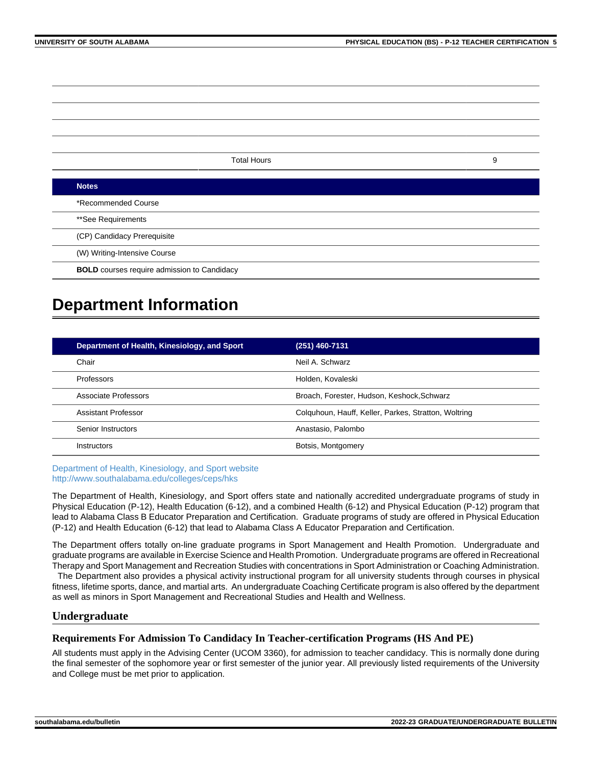| | | |
|---|---|---|
| | | |
| | | |
| | | |
| | | |
| | Total Hours | 9 |

| Notes |
|---|
| *Recommended Course |
| **See Requirements |
| (CP) Candidacy Prerequisite |
| (W) Writing-Intensive Course |
| **BOLD** courses require admission to Candidacy |

# Department Information

| Department of Health, Kinesiology, and Sport | (251) 460-7131 |
|---|---|
| Chair | Neil A. Schwarz |
| Professors | Holden, Kovaleski |
| Associate Professors | Broach, Forester, Hudson, Keshock,Schwarz |
| Assistant Professor | Colquhoun, Hauff, Keller, Parkes, Stratton, Woltring |
| Senior Instructors | Anastasio, Palombo |
| Instructors | Botsis, Montgomery |

Department of Health, Kinesiology, and Sport website
http://www.southalabama.edu/colleges/ceps/hks

The Department of Health, Kinesiology, and Sport offers state and nationally accredited undergraduate programs of study in Physical Education (P-12), Health Education (6-12), and a combined Health (6-12) and Physical Education (P-12) program that lead to Alabama Class B Educator Preparation and Certification. Graduate programs of study are offered in Physical Education (P-12) and Health Education (6-12) that lead to Alabama Class A Educator Preparation and Certification.

The Department offers totally on-line graduate programs in Sport Management and Health Promotion. Undergraduate and graduate programs are available in Exercise Science and Health Promotion. Undergraduate programs are offered in Recreational Therapy and Sport Management and Recreation Studies with concentrations in Sport Administration or Coaching Administration. The Department also provides a physical activity instructional program for all university students through courses in physical fitness, lifetime sports, dance, and martial arts. An undergraduate Coaching Certificate program is also offered by the department as well as minors in Sport Management and Recreational Studies and Health and Wellness.

## Undergraduate

### Requirements For Admission To Candidacy In Teacher-certification Programs (HS And PE)

All students must apply in the Advising Center (UCOM 3360), for admission to teacher candidacy. This is normally done during the final semester of the sophomore year or first semester of the junior year. All previously listed requirements of the University and College must be met prior to application.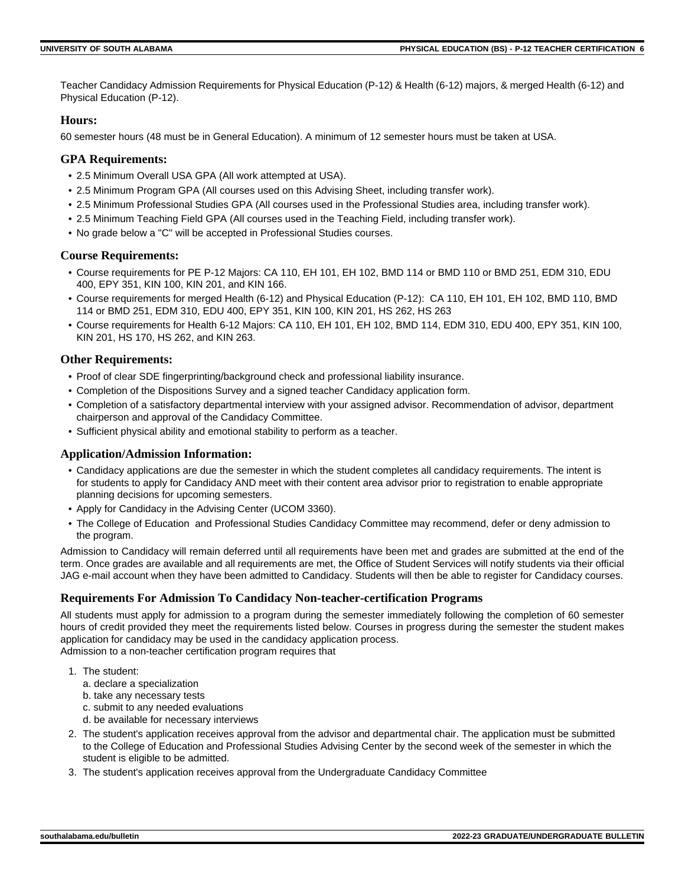Teacher Candidacy Admission Requirements for Physical Education (P-12) & Health (6-12) majors, & merged Health (6-12) and Physical Education (P-12).

### Hours:

60 semester hours (48 must be in General Education). A minimum of 12 semester hours must be taken at USA.

### GPA Requirements:

- 2.5 Minimum Overall USA GPA (All work attempted at USA).
- 2.5 Minimum Program GPA (All courses used on this Advising Sheet, including transfer work).
- 2.5 Minimum Professional Studies GPA (All courses used in the Professional Studies area, including transfer work).
- 2.5 Minimum Teaching Field GPA (All courses used in the Teaching Field, including transfer work).
- No grade below a "C" will be accepted in Professional Studies courses.

### Course Requirements:

- Course requirements for PE P-12 Majors: CA 110, EH 101, EH 102, BMD 114 or BMD 110 or BMD 251, EDM 310, EDU 400, EPY 351, KIN 100, KIN 201, and KIN 166.
- Course requirements for merged Health (6-12) and Physical Education (P-12): CA 110, EH 101, EH 102, BMD 110, BMD 114 or BMD 251, EDM 310, EDU 400, EPY 351, KIN 100, KIN 201, HS 262, HS 263
- Course requirements for Health 6-12 Majors: CA 110, EH 101, EH 102, BMD 114, EDM 310, EDU 400, EPY 351, KIN 100, KIN 201, HS 170, HS 262, and KIN 263.

### Other Requirements:

- Proof of clear SDE fingerprinting/background check and professional liability insurance.
- Completion of the Dispositions Survey and a signed teacher Candidacy application form.
- Completion of a satisfactory departmental interview with your assigned advisor. Recommendation of advisor, department chairperson and approval of the Candidacy Committee.
- Sufficient physical ability and emotional stability to perform as a teacher.

### Application/Admission Information:

- Candidacy applications are due the semester in which the student completes all candidacy requirements. The intent is for students to apply for Candidacy AND meet with their content area advisor prior to registration to enable appropriate planning decisions for upcoming semesters.
- Apply for Candidacy in the Advising Center (UCOM 3360).
- The College of Education and Professional Studies Candidacy Committee may recommend, defer or deny admission to the program.

Admission to Candidacy will remain deferred until all requirements have been met and grades are submitted at the end of the term. Once grades are available and all requirements are met, the Office of Student Services will notify students via their official JAG e-mail account when they have been admitted to Candidacy. Students will then be able to register for Candidacy courses.

### Requirements For Admission To Candidacy Non-teacher-certification Programs

All students must apply for admission to a program during the semester immediately following the completion of 60 semester hours of credit provided they meet the requirements listed below. Courses in progress during the semester the student makes application for candidacy may be used in the candidacy application process.
Admission to a non-teacher certification program requires that

1. The student:
   a. declare a specialization
   b. take any necessary tests
   c. submit to any needed evaluations
   d. be available for necessary interviews
2. The student's application receives approval from the advisor and departmental chair. The application must be submitted to the College of Education and Professional Studies Advising Center by the second week of the semester in which the student is eligible to be admitted.
3. The student's application receives approval from the Undergraduate Candidacy Committee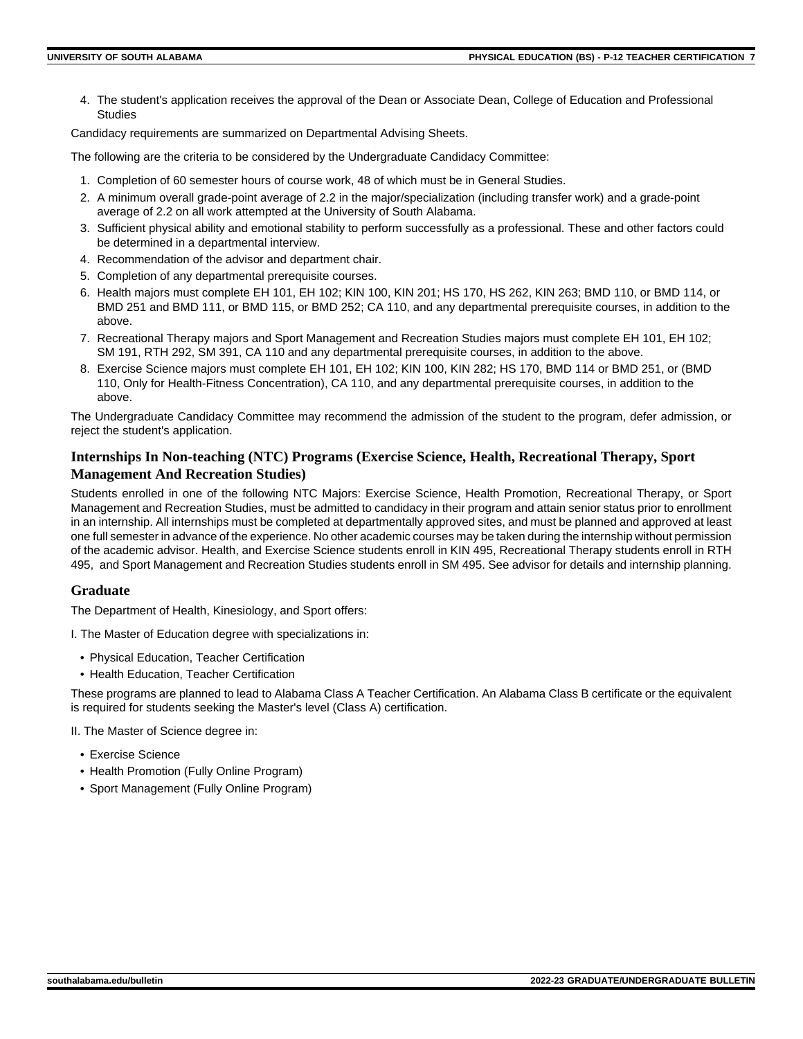4. The student's application receives the approval of the Dean or Associate Dean, College of Education and Professional Studies

Candidacy requirements are summarized on Departmental Advising Sheets.

The following are the criteria to be considered by the Undergraduate Candidacy Committee:

1. Completion of 60 semester hours of course work, 48 of which must be in General Studies.
2. A minimum overall grade-point average of 2.2 in the major/specialization (including transfer work) and a grade-point average of 2.2 on all work attempted at the University of South Alabama.
3. Sufficient physical ability and emotional stability to perform successfully as a professional. These and other factors could be determined in a departmental interview.
4. Recommendation of the advisor and department chair.
5. Completion of any departmental prerequisite courses.
6. Health majors must complete EH 101, EH 102; KIN 100, KIN 201; HS 170, HS 262, KIN 263; BMD 110, or BMD 114, or BMD 251 and BMD 111, or BMD 115, or BMD 252; CA 110, and any departmental prerequisite courses, in addition to the above.
7. Recreational Therapy majors and Sport Management and Recreation Studies majors must complete EH 101, EH 102; SM 191, RTH 292, SM 391, CA 110 and any departmental prerequisite courses, in addition to the above.
8. Exercise Science majors must complete EH 101, EH 102; KIN 100, KIN 282; HS 170, BMD 114 or BMD 251, or (BMD 110, Only for Health-Fitness Concentration), CA 110, and any departmental prerequisite courses, in addition to the above.

The Undergraduate Candidacy Committee may recommend the admission of the student to the program, defer admission, or reject the student's application.

## Internships In Non-teaching (NTC) Programs (Exercise Science, Health, Recreational Therapy, Sport Management And Recreation Studies)

Students enrolled in one of the following NTC Majors: Exercise Science, Health Promotion, Recreational Therapy, or Sport Management and Recreation Studies, must be admitted to candidacy in their program and attain senior status prior to enrollment in an internship. All internships must be completed at departmentally approved sites, and must be planned and approved at least one full semester in advance of the experience. No other academic courses may be taken during the internship without permission of the academic advisor. Health, and Exercise Science students enroll in KIN 495, Recreational Therapy students enroll in RTH 495, and Sport Management and Recreation Studies students enroll in SM 495. See advisor for details and internship planning.

## Graduate

The Department of Health, Kinesiology, and Sport offers:

I. The Master of Education degree with specializations in:

- Physical Education, Teacher Certification
- Health Education, Teacher Certification

These programs are planned to lead to Alabama Class A Teacher Certification. An Alabama Class B certificate or the equivalent is required for students seeking the Master's level (Class A) certification.

II. The Master of Science degree in:

- Exercise Science
- Health Promotion (Fully Online Program)
- Sport Management (Fully Online Program)